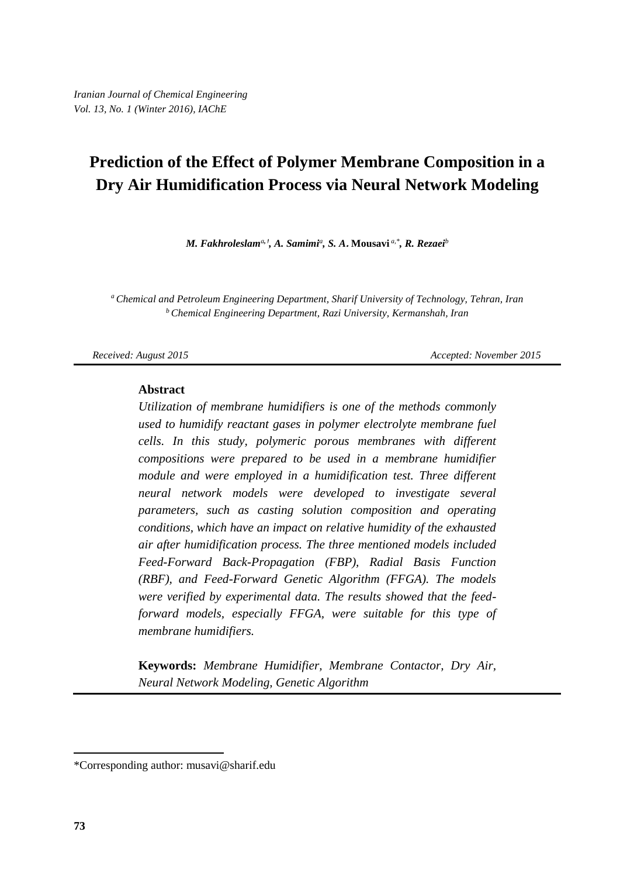# Prediction of the Effect of Polymer Membrane Composition in a Dry Air Humidification Process via Neural Network Modeling

***M. Fakhroleslam[a,!], A. Samimi[a], S. A. Mousavi [a,*], R. Rezaei[b]***

[a] *Chemical and Petroleum Engineering Department, Sharif University of Technology, Tehran, Iran*
[b] *Chemical Engineering Department, Razi University, Kermanshah, Iran*

*Received: August 2015* *Accepted: November 2015*

---

**Abstract**

*Utilization of membrane humidifiers is one of the methods commonly used to humidify reactant gases in polymer electrolyte membrane fuel cells. In this study, polymeric porous membranes with different compositions were prepared to be used in a membrane humidifier module and were employed in a humidification test. Three different neural network models were developed to investigate several parameters, such as casting solution composition and operating conditions, which have an impact on relative humidity of the exhausted air after humidification process. The three mentioned models included Feed-Forward Back-Propagation (FBP), Radial Basis Function (RBF), and Feed-Forward Genetic Algorithm (FFGA). The models were verified by experimental data. The results showed that the feed-forward models, especially FFGA, were suitable for this type of membrane humidifiers.*

**Keywords:** *Membrane Humidifier, Membrane Contactor, Dry Air, Neural Network Modeling, Genetic Algorithm*

---

*Corresponding author: musavi@sharif.edu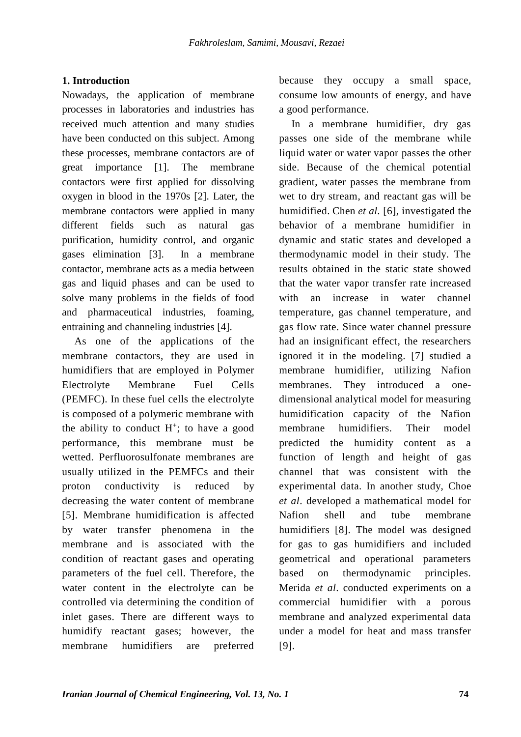## 1. Introduction

Nowadays, the application of membrane processes in laboratories and industries has received much attention and many studies have been conducted on this subject. Among these processes, membrane contactors are of great importance [1]. The membrane contactors were first applied for dissolving oxygen in blood in the 1970s [2]. Later, the membrane contactors were applied in many different fields such as natural gas purification, humidity control, and organic gases elimination [3]. In a membrane contactor, membrane acts as a media between gas and liquid phases and can be used to solve many problems in the fields of food and pharmaceutical industries, foaming, entraining and channeling industries [4].

As one of the applications of the membrane contactors, they are used in humidifiers that are employed in Polymer Electrolyte Membrane Fuel Cells (PEMFC). In these fuel cells the electrolyte is composed of a polymeric membrane with the ability to conduct $H^+$; to have a good performance, this membrane must be wetted. Perfluorosulfonate membranes are usually utilized in the PEMFCs and their proton conductivity is reduced by decreasing the water content of membrane [5]. Membrane humidification is affected by water transfer phenomena in the membrane and is associated with the condition of reactant gases and operating parameters of the fuel cell. Therefore, the water content in the electrolyte can be controlled via determining the condition of inlet gases. There are different ways to humidify reactant gases; however, the membrane humidifiers are preferred because they occupy a small space, consume low amounts of energy, and have a good performance.

In a membrane humidifier, dry gas passes one side of the membrane while liquid water or water vapor passes the other side. Because of the chemical potential gradient, water passes the membrane from wet to dry stream, and reactant gas will be humidified. Chen *et al.* [6], investigated the behavior of a membrane humidifier in dynamic and static states and developed a thermodynamic model in their study. The results obtained in the static state showed that the water vapor transfer rate increased with an increase in water channel temperature, gas channel temperature, and gas flow rate. Since water channel pressure had an insignificant effect, the researchers ignored it in the modeling. [7] studied a membrane humidifier, utilizing Nafion membranes. They introduced a one-dimensional analytical model for measuring humidification capacity of the Nafion membrane humidifiers. Their model predicted the humidity content as a function of length and height of gas channel that was consistent with the experimental data. In another study, Choe *et al*. developed a mathematical model for Nafion shell and tube membrane humidifiers [8]. The model was designed for gas to gas humidifiers and included geometrical and operational parameters based on thermodynamic principles. Merida *et al*. conducted experiments on a commercial humidifier with a porous membrane and analyzed experimental data under a model for heat and mass transfer [9].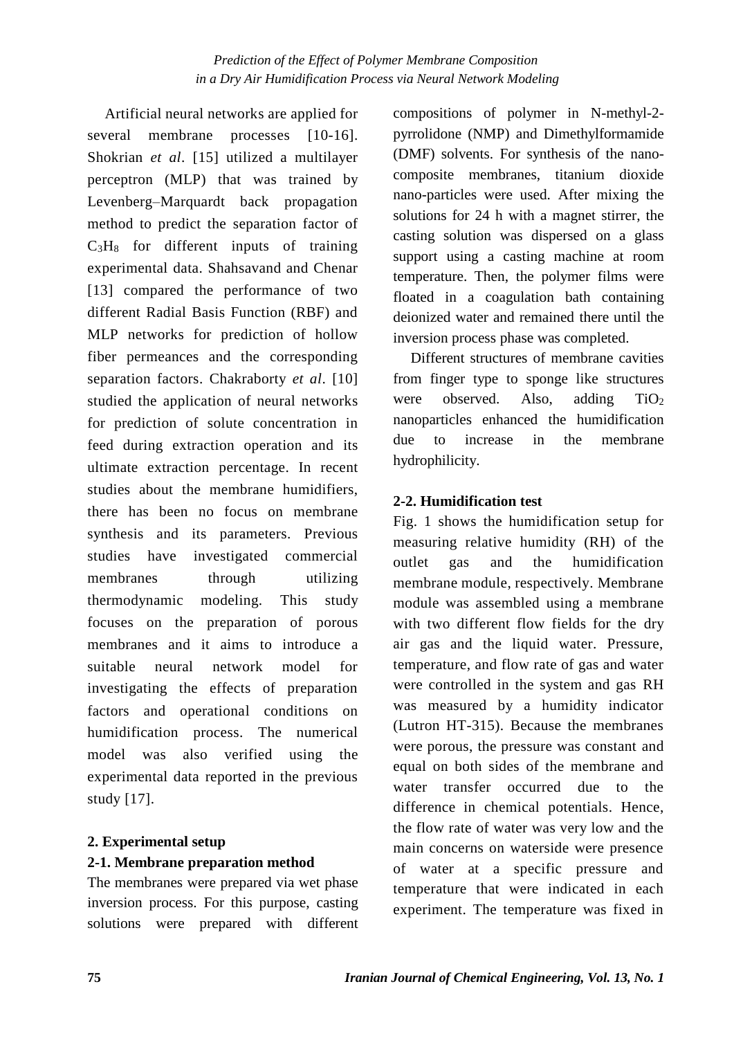Artificial neural networks are applied for several membrane processes [10-16]. Shokrian *et al*. [15] utilized a multilayer perceptron (MLP) that was trained by Levenberg–Marquardt back propagation method to predict the separation factor of $C_3H_8$ for different inputs of training experimental data. Shahsavand and Chenar [13] compared the performance of two different Radial Basis Function (RBF) and MLP networks for prediction of hollow fiber permeances and the corresponding separation factors. Chakraborty *et al*. [10] studied the application of neural networks for prediction of solute concentration in feed during extraction operation and its ultimate extraction percentage. In recent studies about the membrane humidifiers, there has been no focus on membrane synthesis and its parameters. Previous studies have investigated commercial membranes through utilizing thermodynamic modeling. This study focuses on the preparation of porous membranes and it aims to introduce a suitable neural network model for investigating the effects of preparation factors and operational conditions on humidification process. The numerical model was also verified using the experimental data reported in the previous study [17].

## 2. Experimental setup

### 2-1. Membrane preparation method

The membranes were prepared via wet phase inversion process. For this purpose, casting solutions were prepared with different compositions of polymer in N-methyl-2-pyrrolidone (NMP) and Dimethylformamide (DMF) solvents. For synthesis of the nano-composite membranes, titanium dioxide nano-particles were used. After mixing the solutions for 24 h with a magnet stirrer, the casting solution was dispersed on a glass support using a casting machine at room temperature. Then, the polymer films were floated in a coagulation bath containing deionized water and remained there until the inversion process phase was completed.

Different structures of membrane cavities from finger type to sponge like structures were observed. Also, adding $TiO_2$ nanoparticles enhanced the humidification due to increase in the membrane hydrophilicity.

### 2-2. Humidification test

Fig. 1 shows the humidification setup for measuring relative humidity (RH) of the outlet gas and the humidification membrane module, respectively. Membrane module was assembled using a membrane with two different flow fields for the dry air gas and the liquid water. Pressure, temperature, and flow rate of gas and water were controlled in the system and gas RH was measured by a humidity indicator (Lutron HT-315). Because the membranes were porous, the pressure was constant and equal on both sides of the membrane and water transfer occurred due to the difference in chemical potentials. Hence, the flow rate of water was very low and the main concerns on waterside were presence of water at a specific pressure and temperature that were indicated in each experiment. The temperature was fixed in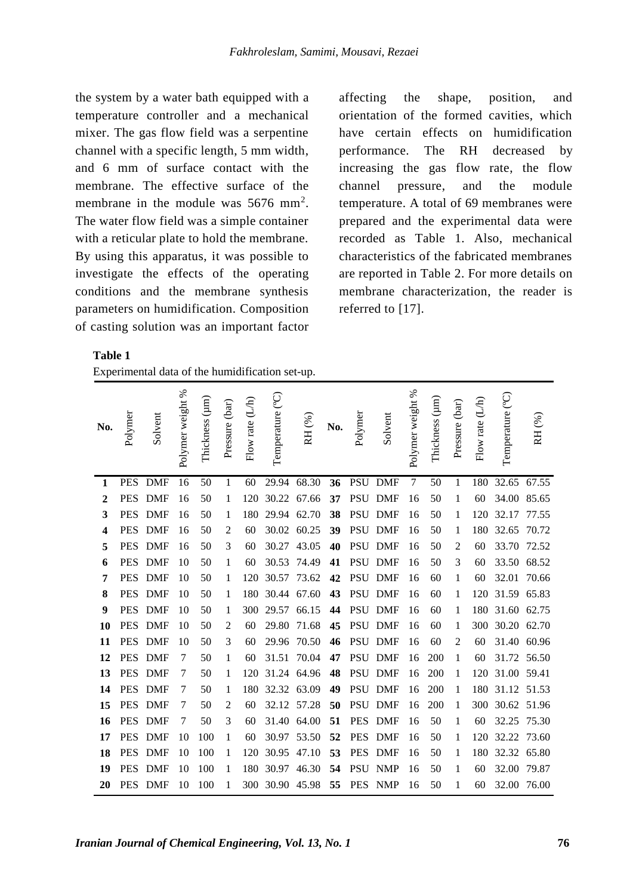the system by a water bath equipped with a temperature controller and a mechanical mixer. The gas flow field was a serpentine channel with a specific length, 5 mm width, and 6 mm of surface contact with the membrane. The effective surface of the membrane in the module was 5676 mm$^2$. The water flow field was a simple container with a reticular plate to hold the membrane. By using this apparatus, it was possible to investigate the effects of the operating conditions and the membrane synthesis parameters on humidification. Composition of casting solution was an important factor affecting the shape, position, and orientation of the formed cavities, which have certain effects on humidification performance. The RH decreased by increasing the gas flow rate, the flow channel pressure, and the module temperature. A total of 69 membranes were prepared and the experimental data were recorded as Table 1. Also, mechanical characteristics of the fabricated membranes are reported in Table 2. For more details on membrane characterization, the reader is referred to [17].

**Table 1**

Experimental data of the humidification set-up.

| No. | Polymer | Solvent | Polymer weight % | Thickness (µm) | Pressure (bar) | Flow rate (L/h) | Temperature (ºC) | RH (%) | No. | Polymer | Solvent | Polymer weight % | Thickness (µm) | Pressure (bar) | Flow rate (L/h) | Temperature (ºC) | RH (%) |
|---|---|---|---|---|---|---|---|---|---|---|---|---|---|---|---|---|---|
| **1** | PES | DMF | 16 | 50 | 1 | 60 | 29.94 | 68.30 | **36** | PSU | DMF | 7 | 50 | 1 | 180 | 32.65 | 67.55 |
| **2** | PES | DMF | 16 | 50 | 1 | 120 | 30.22 | 67.66 | **37** | PSU | DMF | 16 | 50 | 1 | 60 | 34.00 | 85.65 |
| **3** | PES | DMF | 16 | 50 | 1 | 180 | 29.94 | 62.70 | **38** | PSU | DMF | 16 | 50 | 1 | 120 | 32.17 | 77.55 |
| **4** | PES | DMF | 16 | 50 | 2 | 60 | 30.02 | 60.25 | **39** | PSU | DMF | 16 | 50 | 1 | 180 | 32.65 | 70.72 |
| **5** | PES | DMF | 16 | 50 | 3 | 60 | 30.27 | 43.05 | **40** | PSU | DMF | 16 | 50 | 2 | 60 | 33.70 | 72.52 |
| **6** | PES | DMF | 10 | 50 | 1 | 60 | 30.53 | 74.49 | **41** | PSU | DMF | 16 | 50 | 3 | 60 | 33.50 | 68.52 |
| **7** | PES | DMF | 10 | 50 | 1 | 120 | 30.57 | 73.62 | **42** | PSU | DMF | 16 | 60 | 1 | 60 | 32.01 | 70.66 |
| **8** | PES | DMF | 10 | 50 | 1 | 180 | 30.44 | 67.60 | **43** | PSU | DMF | 16 | 60 | 1 | 120 | 31.59 | 65.83 |
| **9** | PES | DMF | 10 | 50 | 1 | 300 | 29.57 | 66.15 | **44** | PSU | DMF | 16 | 60 | 1 | 180 | 31.60 | 62.75 |
| **10** | PES | DMF | 10 | 50 | 2 | 60 | 29.80 | 71.68 | **45** | PSU | DMF | 16 | 60 | 1 | 300 | 30.20 | 62.70 |
| **11** | PES | DMF | 10 | 50 | 3 | 60 | 29.96 | 70.50 | **46** | PSU | DMF | 16 | 60 | 2 | 60 | 31.40 | 60.96 |
| **12** | PES | DMF | 7 | 50 | 1 | 60 | 31.51 | 70.04 | **47** | PSU | DMF | 16 | 200 | 1 | 60 | 31.72 | 56.50 |
| **13** | PES | DMF | 7 | 50 | 1 | 120 | 31.24 | 64.96 | **48** | PSU | DMF | 16 | 200 | 1 | 120 | 31.00 | 59.41 |
| **14** | PES | DMF | 7 | 50 | 1 | 180 | 32.32 | 63.09 | **49** | PSU | DMF | 16 | 200 | 1 | 180 | 31.12 | 51.53 |
| **15** | PES | DMF | 7 | 50 | 2 | 60 | 32.12 | 57.28 | **50** | PSU | DMF | 16 | 200 | 1 | 300 | 30.62 | 51.96 |
| **16** | PES | DMF | 7 | 50 | 3 | 60 | 31.40 | 64.00 | **51** | PES | DMF | 16 | 50 | 1 | 60 | 32.25 | 75.30 |
| **17** | PES | DMF | 10 | 100 | 1 | 60 | 30.97 | 53.50 | **52** | PES | DMF | 16 | 50 | 1 | 120 | 32.22 | 73.60 |
| **18** | PES | DMF | 10 | 100 | 1 | 120 | 30.95 | 47.10 | **53** | PES | DMF | 16 | 50 | 1 | 180 | 32.32 | 65.80 |
| **19** | PES | DMF | 10 | 100 | 1 | 180 | 30.97 | 46.30 | **54** | PSU | NMP | 16 | 50 | 1 | 60 | 32.00 | 79.87 |
| **20** | PES | DMF | 10 | 100 | 1 | 300 | 30.90 | 45.98 | **55** | PES | NMP | 16 | 50 | 1 | 60 | 32.00 | 76.00 |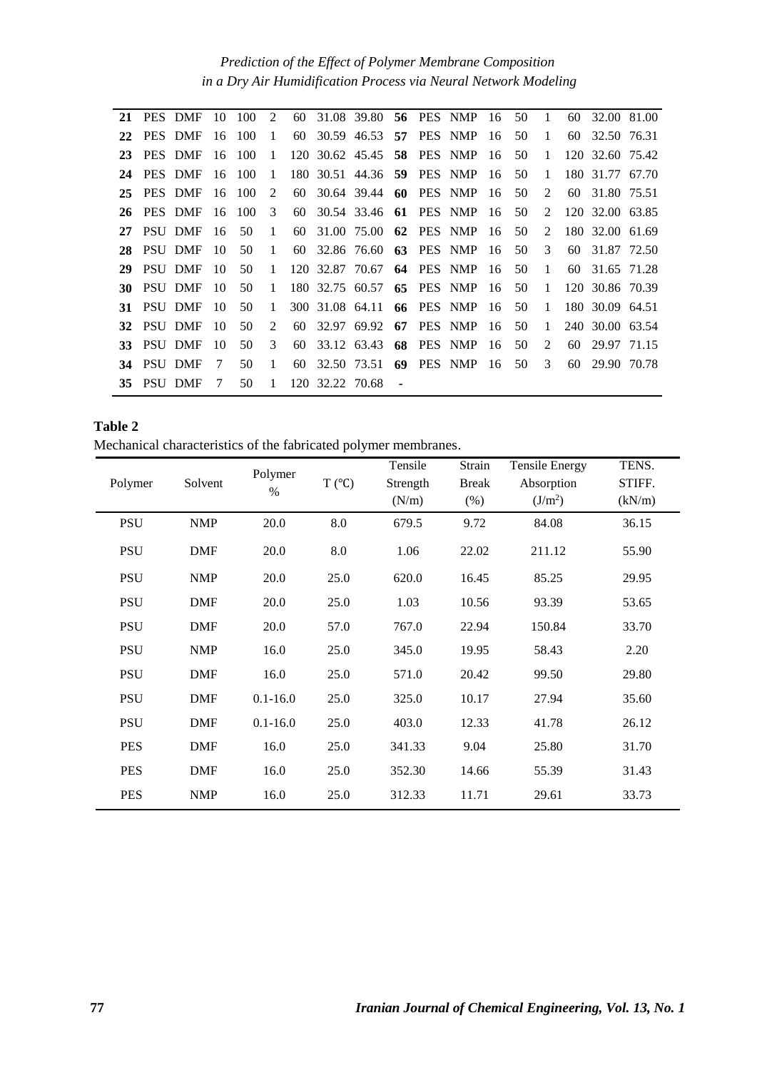| 21 | PES | DMF | 10 | 100 | 2 | 60 | 31.08 | 39.80 | 56 | PES | NMP | 16 | 50 | 1 | 60 | 32.00 | 81.00 |
|---|---|---|---|---|---|---|---|---|---|---|---|---|---|---|---|---|---|
| 22 | PES | DMF | 16 | 100 | 1 | 60 | 30.59 | 46.53 | 57 | PES | NMP | 16 | 50 | 1 | 60 | 32.50 | 76.31 |
| 23 | PES | DMF | 16 | 100 | 1 | 120 | 30.62 | 45.45 | 58 | PES | NMP | 16 | 50 | 1 | 120 | 32.60 | 75.42 |
| 24 | PES | DMF | 16 | 100 | 1 | 180 | 30.51 | 44.36 | 59 | PES | NMP | 16 | 50 | 1 | 180 | 31.77 | 67.70 |
| 25 | PES | DMF | 16 | 100 | 2 | 60 | 30.64 | 39.44 | 60 | PES | NMP | 16 | 50 | 2 | 60 | 31.80 | 75.51 |
| 26 | PES | DMF | 16 | 100 | 3 | 60 | 30.54 | 33.46 | 61 | PES | NMP | 16 | 50 | 2 | 120 | 32.00 | 63.85 |
| 27 | PSU | DMF | 16 | 50 | 1 | 60 | 31.00 | 75.00 | 62 | PES | NMP | 16 | 50 | 2 | 180 | 32.00 | 61.69 |
| 28 | PSU | DMF | 10 | 50 | 1 | 60 | 32.86 | 76.60 | 63 | PES | NMP | 16 | 50 | 3 | 60 | 31.87 | 72.50 |
| 29 | PSU | DMF | 10 | 50 | 1 | 120 | 32.87 | 70.67 | 64 | PES | NMP | 16 | 50 | 1 | 60 | 31.65 | 71.28 |
| 30 | PSU | DMF | 10 | 50 | 1 | 180 | 32.75 | 60.57 | 65 | PES | NMP | 16 | 50 | 1 | 120 | 30.86 | 70.39 |
| 31 | PSU | DMF | 10 | 50 | 1 | 300 | 31.08 | 64.11 | 66 | PES | NMP | 16 | 50 | 1 | 180 | 30.09 | 64.51 |
| 32 | PSU | DMF | 10 | 50 | 2 | 60 | 32.97 | 69.92 | 67 | PES | NMP | 16 | 50 | 1 | 240 | 30.00 | 63.54 |
| 33 | PSU | DMF | 10 | 50 | 3 | 60 | 33.12 | 63.43 | 68 | PES | NMP | 16 | 50 | 2 | 60 | 29.97 | 71.15 |
| 34 | PSU | DMF | 7 | 50 | 1 | 60 | 32.50 | 73.51 | 69 | PES | NMP | 16 | 50 | 3 | 60 | 29.90 | 70.78 |
| 35 | PSU | DMF | 7 | 50 | 1 | 120 | 32.22 | 70.68 | - | | | | | | | | |

**Table 2**

Mechanical characteristics of the fabricated polymer membranes.

| Polymer | Solvent | Polymer % | T (°C) | Tensile Strength (N/m) | Strain Break (%) | Tensile Energy Absorption (J/m$^2$) | TENS. STIFF. (kN/m) |
|---|---|---|---|---|---|---|---|
| PSU | NMP | 20.0 | 8.0 | 679.5 | 9.72 | 84.08 | 36.15 |
| PSU | DMF | 20.0 | 8.0 | 1.06 | 22.02 | 211.12 | 55.90 |
| PSU | NMP | 20.0 | 25.0 | 620.0 | 16.45 | 85.25 | 29.95 |
| PSU | DMF | 20.0 | 25.0 | 1.03 | 10.56 | 93.39 | 53.65 |
| PSU | DMF | 20.0 | 57.0 | 767.0 | 22.94 | 150.84 | 33.70 |
| PSU | NMP | 16.0 | 25.0 | 345.0 | 19.95 | 58.43 | 2.20 |
| PSU | DMF | 16.0 | 25.0 | 571.0 | 20.42 | 99.50 | 29.80 |
| PSU | DMF | 0.1-16.0 | 25.0 | 325.0 | 10.17 | 27.94 | 35.60 |
| PSU | DMF | 0.1-16.0 | 25.0 | 403.0 | 12.33 | 41.78 | 26.12 |
| PES | DMF | 16.0 | 25.0 | 341.33 | 9.04 | 25.80 | 31.70 |
| PES | DMF | 16.0 | 25.0 | 352.30 | 14.66 | 55.39 | 31.43 |
| PES | NMP | 16.0 | 25.0 | 312.33 | 11.71 | 29.61 | 33.73 |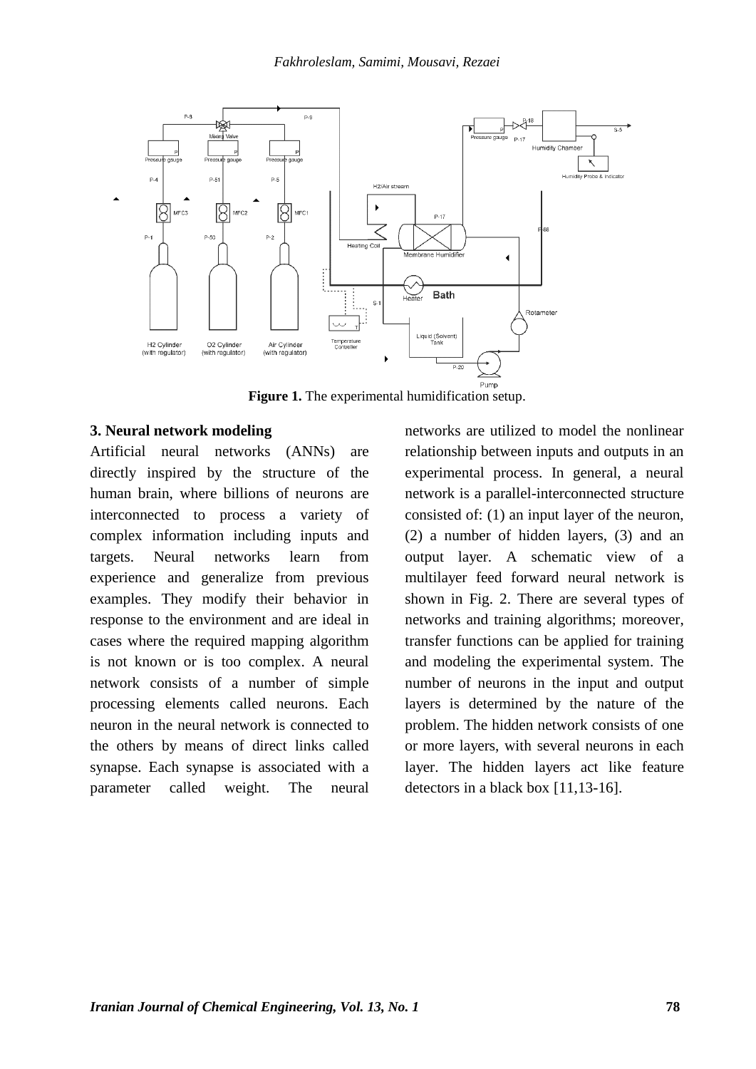**Figure 1.** The experimental humidification setup.

### 3. Neural network modeling

Artificial neural networks (ANNs) are directly inspired by the structure of the human brain, where billions of neurons are interconnected to process a variety of complex information including inputs and targets. Neural networks learn from experience and generalize from previous examples. They modify their behavior in response to the environment and are ideal in cases where the required mapping algorithm is not known or is too complex. A neural network consists of a number of simple processing elements called neurons. Each neuron in the neural network is connected to the others by means of direct links called synapse. Each synapse is associated with a parameter called weight. The neural networks are utilized to model the nonlinear relationship between inputs and outputs in an experimental process. In general, a neural network is a parallel-interconnected structure consisted of: (1) an input layer of the neuron, (2) a number of hidden layers, (3) and an output layer. A schematic view of a multilayer feed forward neural network is shown in Fig. 2. There are several types of networks and training algorithms; moreover, transfer functions can be applied for training and modeling the experimental system. The number of neurons in the input and output layers is determined by the nature of the problem. The hidden network consists of one or more layers, with several neurons in each layer. The hidden layers act like feature detectors in a black box [11,13-16].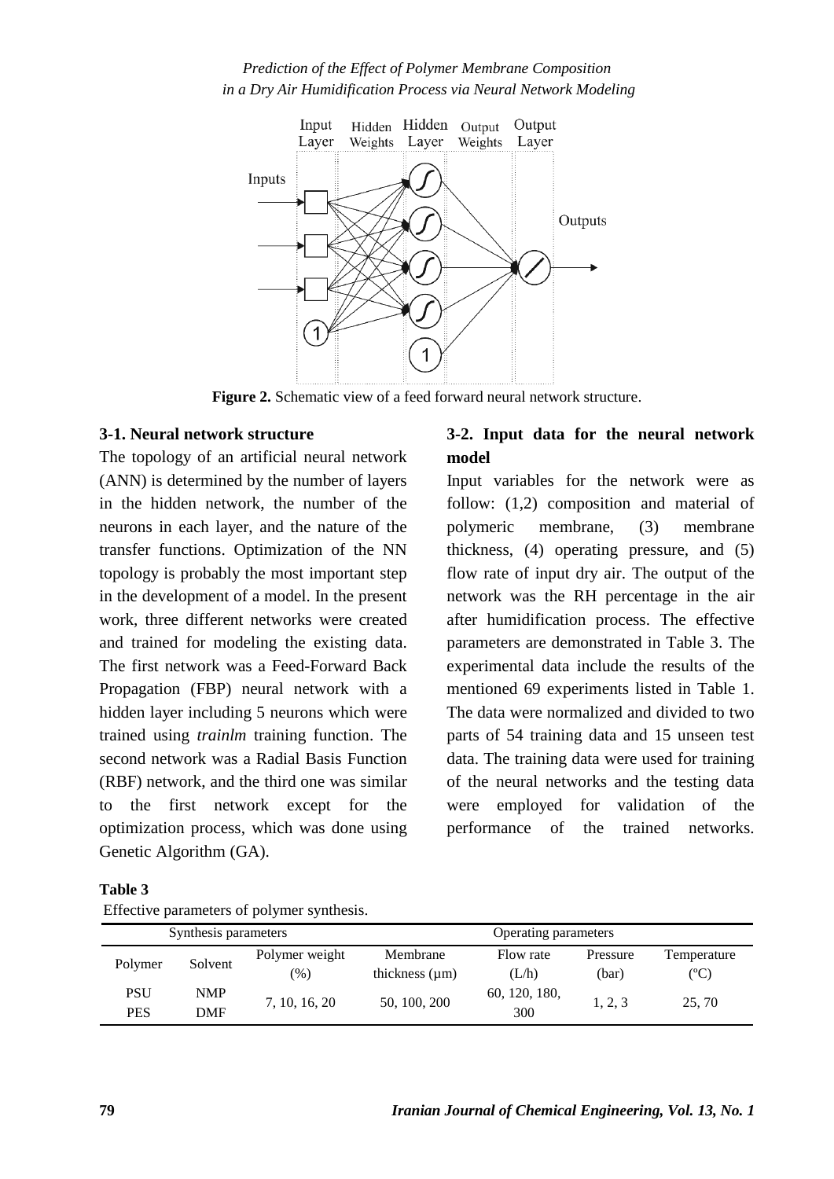Figure 2. Schematic view of a feed forward neural network structure.

### 3-1. Neural network structure

The topology of an artificial neural network (ANN) is determined by the number of layers in the hidden network, the number of the neurons in each layer, and the nature of the transfer functions. Optimization of the NN topology is probably the most important step in the development of a model. In the present work, three different networks were created and trained for modeling the existing data. The first network was a Feed-Forward Back Propagation (FBP) neural network with a hidden layer including 5 neurons which were trained using *trainlm* training function. The second network was a Radial Basis Function (RBF) network, and the third one was similar to the first network except for the optimization process, which was done using Genetic Algorithm (GA).

### 3-2. Input data for the neural network model

Input variables for the network were as follow: (1,2) composition and material of polymeric membrane, (3) membrane thickness, (4) operating pressure, and (5) flow rate of input dry air. The output of the network was the RH percentage in the air after humidification process. The effective parameters are demonstrated in Table 3. The experimental data include the results of the mentioned 69 experiments listed in Table 1. The data were normalized and divided to two parts of 54 training data and 15 unseen test data. The training data were used for training of the neural networks and the testing data were employed for validation of the performance of the trained networks.

**Table 3**

Effective parameters of polymer synthesis.

| Synthesis parameters | | | | Operating parameters | | |
|---|---|---|---|---|---|---|
| Polymer | Solvent | Polymer weight (%) | Membrane thickness (μm) | Flow rate (L/h) | Pressure (bar) | Temperature (ºC) |
| PSU<br>PES | NMP<br>DMF | 7, 10, 16, 20 | 50, 100, 200 | 60, 120, 180, 300 | 1, 2, 3 | 25, 70 |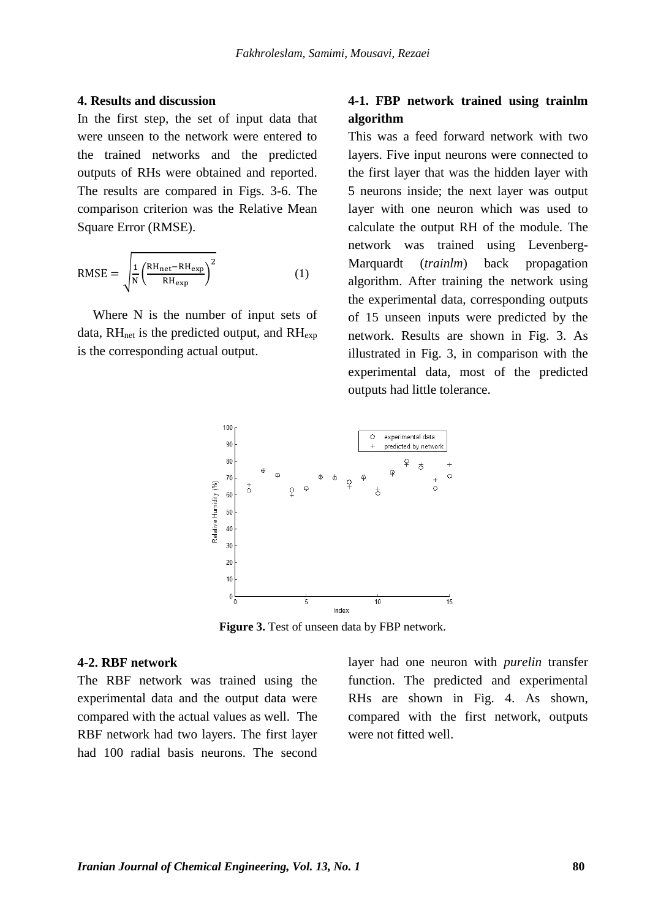## 4. Results and discussion

In the first step, the set of input data that were unseen to the network were entered to the trained networks and the predicted outputs of RHs were obtained and reported. The results are compared in Figs. 3-6. The comparison criterion was the Relative Mean Square Error (RMSE).

$$\mathrm{RMSE} = \sqrt{\frac{1}{\mathrm{N}}\left(\frac{\mathrm{RH_{net}} - \mathrm{RH_{exp}}}{\mathrm{RH_{exp}}}\right)^2} \qquad (1)$$

Where N is the number of input sets of data, $\mathrm{RH_{net}}$ is the predicted output, and $\mathrm{RH_{exp}}$ is the corresponding actual output.

### 4-1. FBP network trained using trainlm algorithm

This was a feed forward network with two layers. Five input neurons were connected to the first layer that was the hidden layer with 5 neurons inside; the next layer was output layer with one neuron which was used to calculate the output RH of the module. The network was trained using Levenberg-Marquardt (*trainlm*) back propagation algorithm. After training the network using the experimental data, corresponding outputs of 15 unseen inputs were predicted by the network. Results are shown in Fig. 3. As illustrated in Fig. 3, in comparison with the experimental data, most of the predicted outputs had little tolerance.

**Figure 3.** Test of unseen data by FBP network.

### 4-2. RBF network

The RBF network was trained using the experimental data and the output data were compared with the actual values as well. The RBF network had two layers. The first layer had 100 radial basis neurons. The second layer had one neuron with *purelin* transfer function. The predicted and experimental RHs are shown in Fig. 4. As shown, compared with the first network, outputs were not fitted well.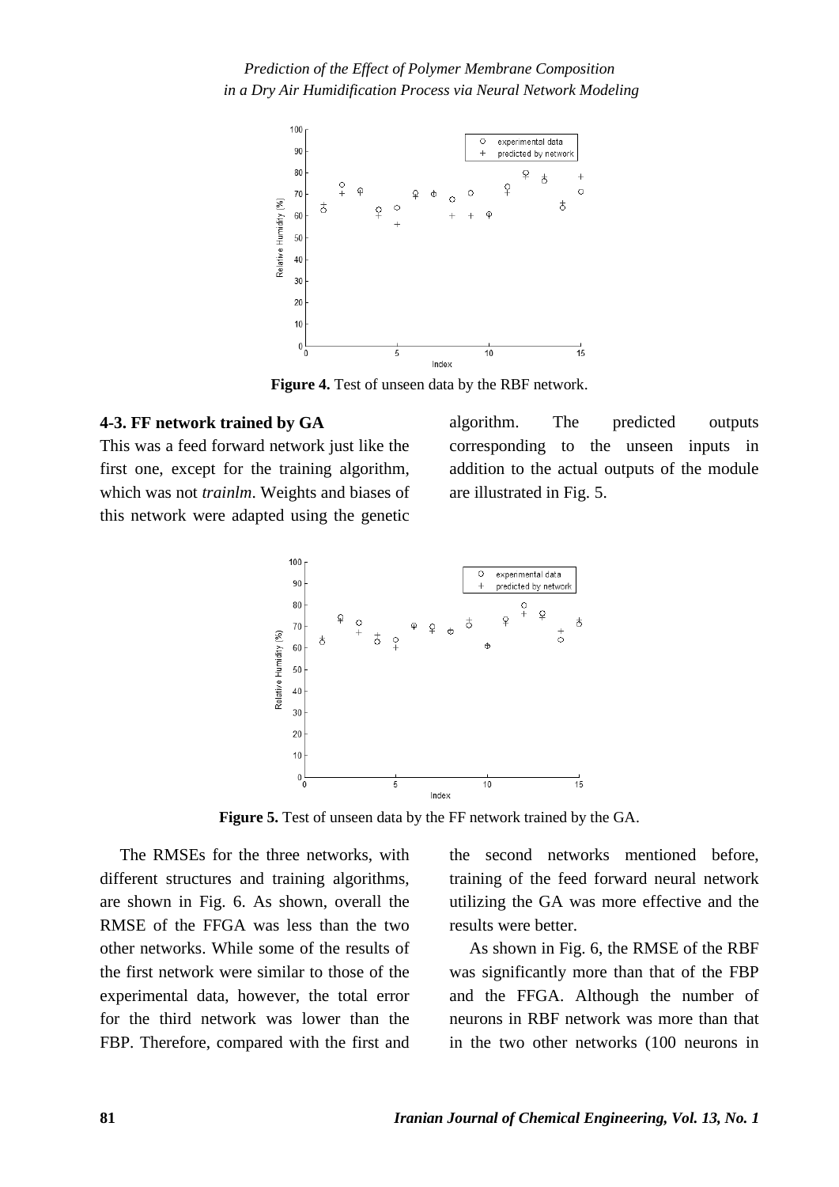Figure 4. Test of unseen data by the RBF network.

### 4-3. FF network trained by GA

This was a feed forward network just like the first one, except for the training algorithm, which was not *trainlm*. Weights and biases of this network were adapted using the genetic algorithm. The predicted outputs corresponding to the unseen inputs in addition to the actual outputs of the module are illustrated in Fig. 5.

**Figure 5.** Test of unseen data by the FF network trained by the GA.

The RMSEs for the three networks, with different structures and training algorithms, are shown in Fig. 6. As shown, overall the RMSE of the FFGA was less than the two other networks. While some of the results of the first network were similar to those of the experimental data, however, the total error for the third network was lower than the FBP. Therefore, compared with the first and the second networks mentioned before, training of the feed forward neural network utilizing the GA was more effective and the results were better.

As shown in Fig. 6, the RMSE of the RBF was significantly more than that of the FBP and the FFGA. Although the number of neurons in RBF network was more than that in the two other networks (100 neurons in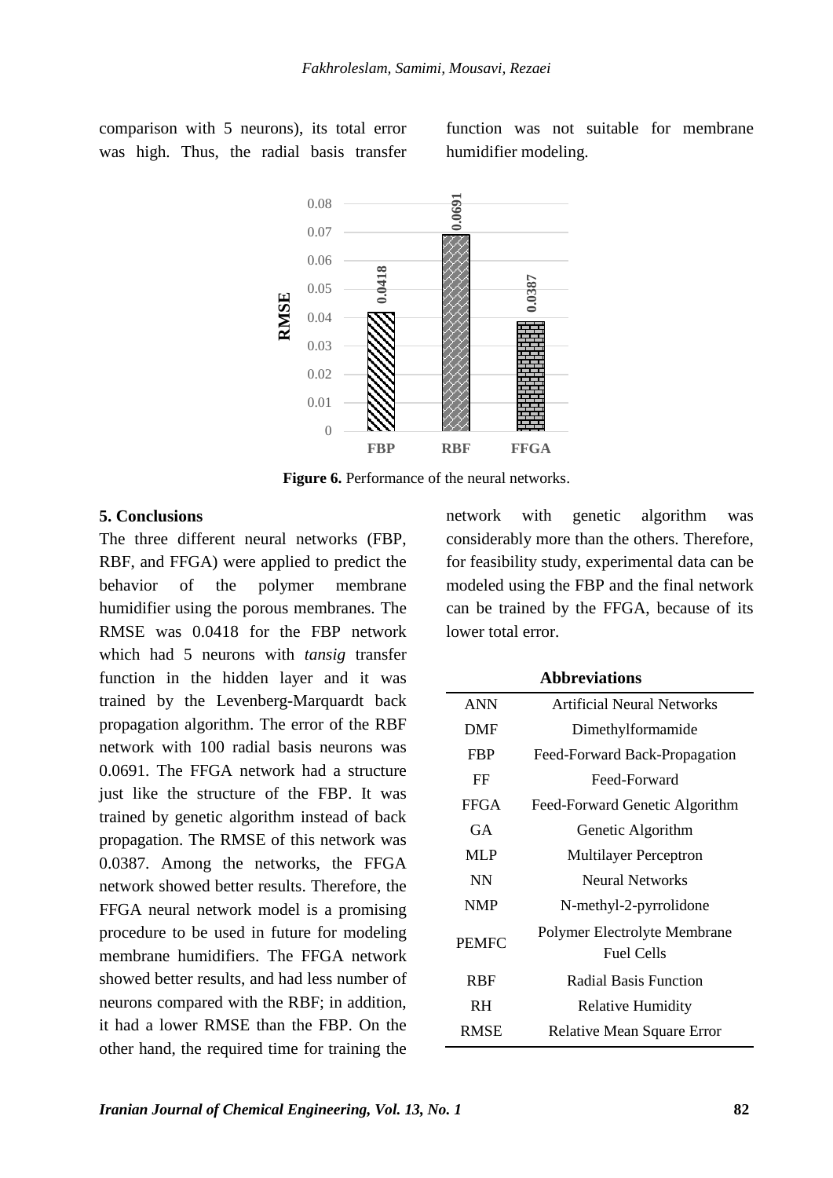comparison with 5 neurons), its total error was high. Thus, the radial basis transfer function was not suitable for membrane humidifier modeling.

**Figure 6.** Performance of the neural networks.

## 5. Conclusions

The three different neural networks (FBP, RBF, and FFGA) were applied to predict the behavior of the polymer membrane humidifier using the porous membranes. The RMSE was 0.0418 for the FBP network which had 5 neurons with *tansig* transfer function in the hidden layer and it was trained by the Levenberg-Marquardt back propagation algorithm. The error of the RBF network with 100 radial basis neurons was 0.0691. The FFGA network had a structure just like the structure of the FBP. It was trained by genetic algorithm instead of back propagation. The RMSE of this network was 0.0387. Among the networks, the FFGA network showed better results. Therefore, the FFGA neural network model is a promising procedure to be used in future for modeling membrane humidifiers. The FFGA network showed better results, and had less number of neurons compared with the RBF; in addition, it had a lower RMSE than the FBP. On the other hand, the required time for training the network with genetic algorithm was considerably more than the others. Therefore, for feasibility study, experimental data can be modeled using the FBP and the final network can be trained by the FFGA, because of its lower total error.

**Abbreviations**

| | |
|---|---|
| ANN | Artificial Neural Networks |
| DMF | Dimethylformamide |
| FBP | Feed-Forward Back-Propagation |
| FF | Feed-Forward |
| FFGA | Feed-Forward Genetic Algorithm |
| GA | Genetic Algorithm |
| MLP | Multilayer Perceptron |
| NN | Neural Networks |
| NMP | N-methyl-2-pyrrolidone |
| PEMFC | Polymer Electrolyte Membrane Fuel Cells |
| RBF | Radial Basis Function |
| RH | Relative Humidity |
| RMSE | Relative Mean Square Error |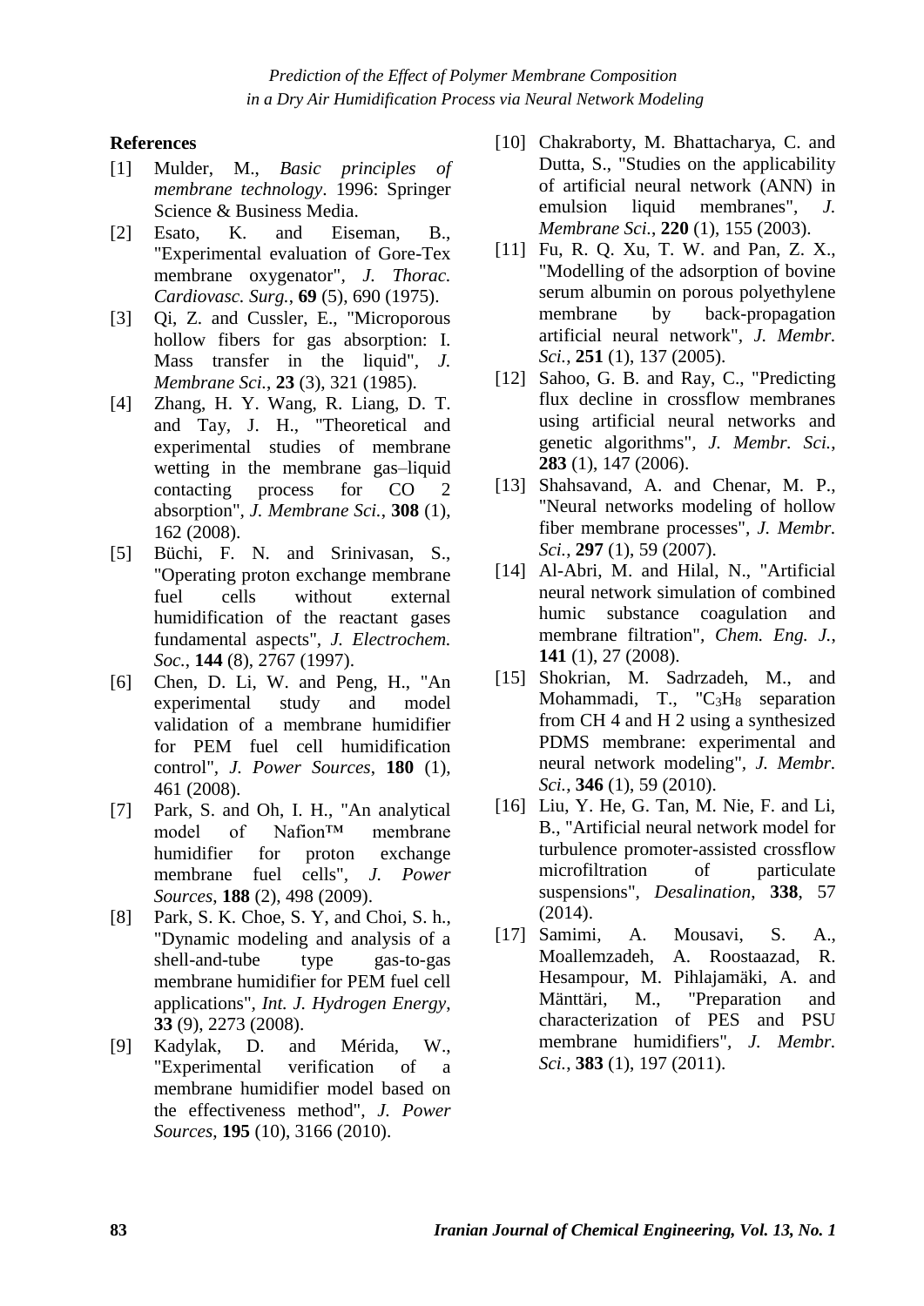## References

[1] Mulder, M., *Basic principles of membrane technology*. 1996: Springer Science & Business Media.

[2] Esato, K. and Eiseman, B., "Experimental evaluation of Gore-Tex membrane oxygenator", *J. Thorac. Cardiovasc. Surg.*, **69** (5), 690 (1975).

[3] Qi, Z. and Cussler, E., "Microporous hollow fibers for gas absorption: I. Mass transfer in the liquid", *J. Membrane Sci.*, **23** (3), 321 (1985).

[4] Zhang, H. Y. Wang, R. Liang, D. T. and Tay, J. H., "Theoretical and experimental studies of membrane wetting in the membrane gas–liquid contacting process for CO 2 absorption", *J. Membrane Sci.*, **308** (1), 162 (2008).

[5] Büchi, F. N. and Srinivasan, S., "Operating proton exchange membrane fuel cells without external humidification of the reactant gases fundamental aspects", *J. Electrochem. Soc.*, **144** (8), 2767 (1997).

[6] Chen, D. Li, W. and Peng, H., "An experimental study and model validation of a membrane humidifier for PEM fuel cell humidification control", *J. Power Sources*, **180** (1), 461 (2008).

[7] Park, S. and Oh, I. H., "An analytical model of Nafion™ membrane humidifier for proton exchange membrane fuel cells", *J. Power Sources*, **188** (2), 498 (2009).

[8] Park, S. K. Choe, S. Y, and Choi, S. h., "Dynamic modeling and analysis of a shell-and-tube type gas-to-gas membrane humidifier for PEM fuel cell applications", *Int. J. Hydrogen Energy*, **33** (9), 2273 (2008).

[9] Kadylak, D. and Mérida, W., "Experimental verification of a membrane humidifier model based on the effectiveness method", *J. Power Sources*, **195** (10), 3166 (2010).

[10] Chakraborty, M. Bhattacharya, C. and Dutta, S., "Studies on the applicability of artificial neural network (ANN) in emulsion liquid membranes", *J. Membrane Sci.*, **220** (1), 155 (2003).

[11] Fu, R. Q. Xu, T. W. and Pan, Z. X., "Modelling of the adsorption of bovine serum albumin on porous polyethylene membrane by back-propagation artificial neural network", *J. Membr. Sci.*, **251** (1), 137 (2005).

[12] Sahoo, G. B. and Ray, C., "Predicting flux decline in crossflow membranes using artificial neural networks and genetic algorithms", *J. Membr. Sci.*, **283** (1), 147 (2006).

[13] Shahsavand, A. and Chenar, M. P., "Neural networks modeling of hollow fiber membrane processes", *J. Membr. Sci.*, **297** (1), 59 (2007).

[14] Al-Abri, M. and Hilal, N., "Artificial neural network simulation of combined humic substance coagulation and membrane filtration", *Chem. Eng. J.*, **141** (1), 27 (2008).

[15] Shokrian, M. Sadrzadeh, M., and Mohammadi, T., "$C_3H_8$ separation from CH 4 and H 2 using a synthesized PDMS membrane: experimental and neural network modeling", *J. Membr. Sci.*, **346** (1), 59 (2010).

[16] Liu, Y. He, G. Tan, M. Nie, F. and Li, B., "Artificial neural network model for turbulence promoter-assisted crossflow microfiltration of particulate suspensions", *Desalination*, **338**, 57 (2014).

[17] Samimi, A. Mousavi, S. A., Moallemzadeh, A. Roostaazad, R. Hesampour, M. Pihlajamäki, A. and Mänttäri, M., "Preparation and characterization of PES and PSU membrane humidifiers", *J. Membr. Sci.*, **383** (1), 197 (2011).